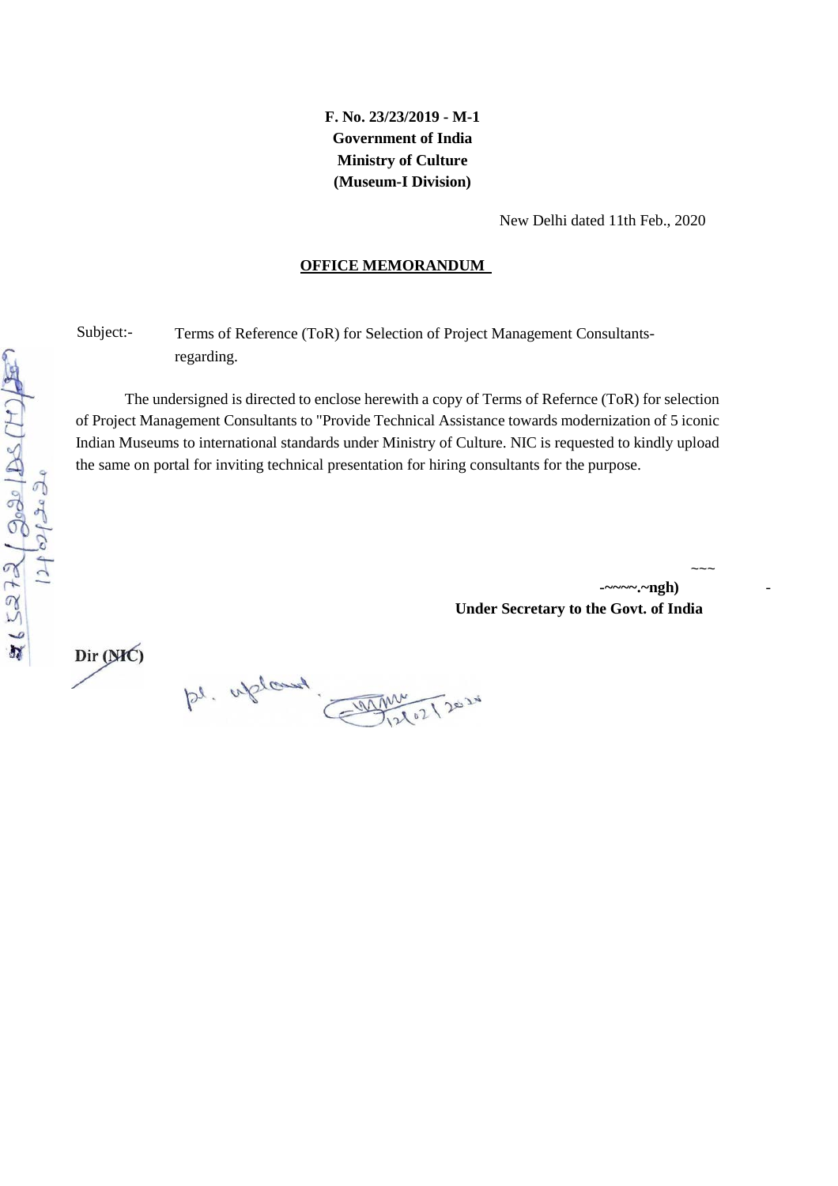**F. No. 23/23/2019 - M-1**
**Government of India**
**Ministry of Culture**
**(Museum-I Division)**

New Delhi dated 11th Feb., 2020

**OFFICE MEMORANDUM**

Subject:- Terms of Reference (ToR) for Selection of Project Management Consultants-regarding.

The undersigned is directed to enclose herewith a copy of Terms of Refernce (ToR) for selection of Project Management Consultants to "Provide Technical Assistance towards modernization of 5 iconic Indian Museums to international standards under Ministry of Culture. NIC is requested to kindly upload the same on portal for inviting technical presentation for hiring consultants for the purpose.

**-~~~~.~ngh)**
**Under Secretary to the Govt. of India**

Dir (NIC)

pl. upload.
12/02/2020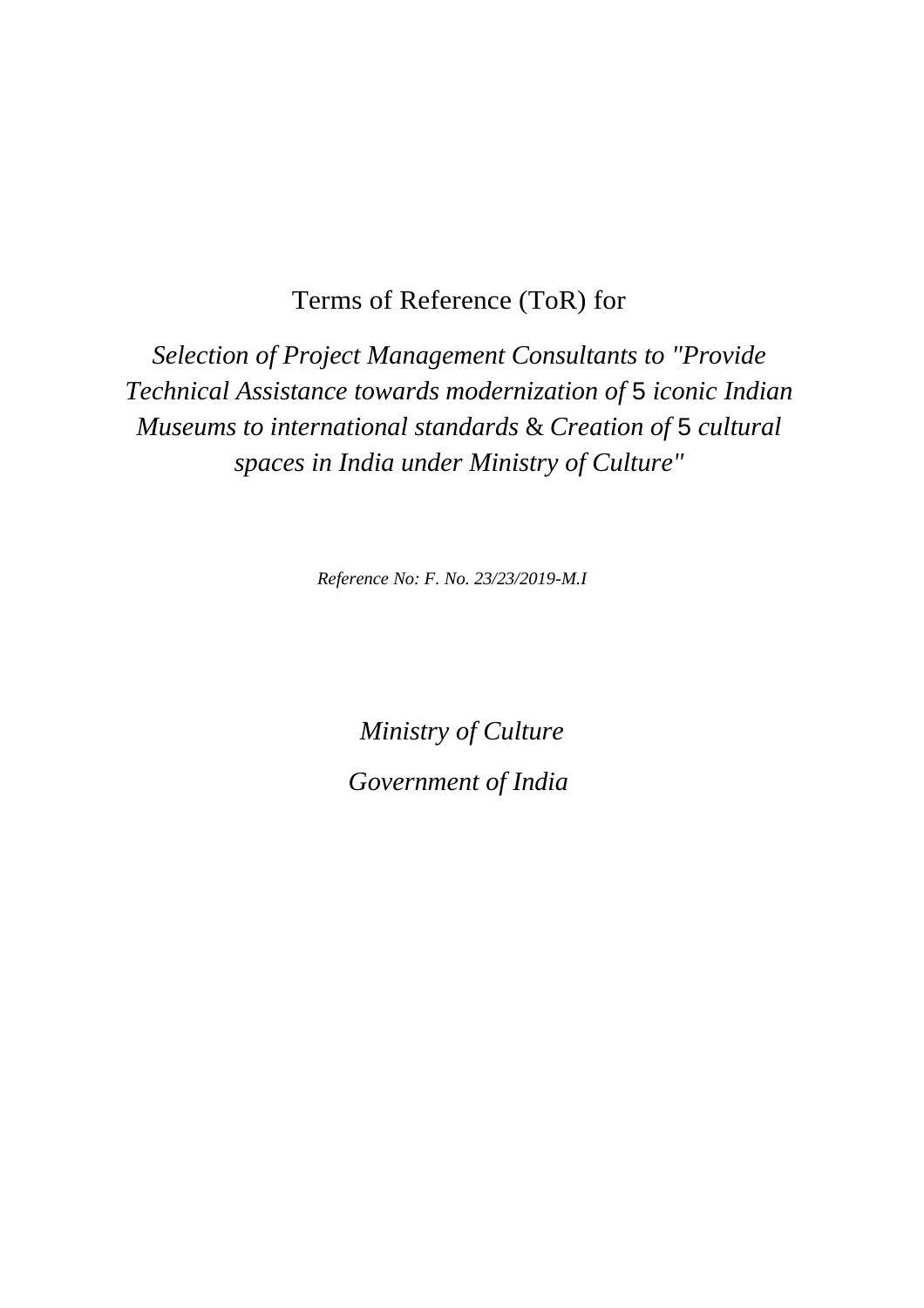Terms of Reference (ToR) for

*Selection of Project Management Consultants to "Provide Technical Assistance towards modernization of* 5 *iconic Indian Museums to international standards* & *Creation of* 5 *cultural spaces in India under Ministry of Culture"*

*Reference No: F. No. 23/23/2019-M.I*

*Ministry of Culture*

*Government of India*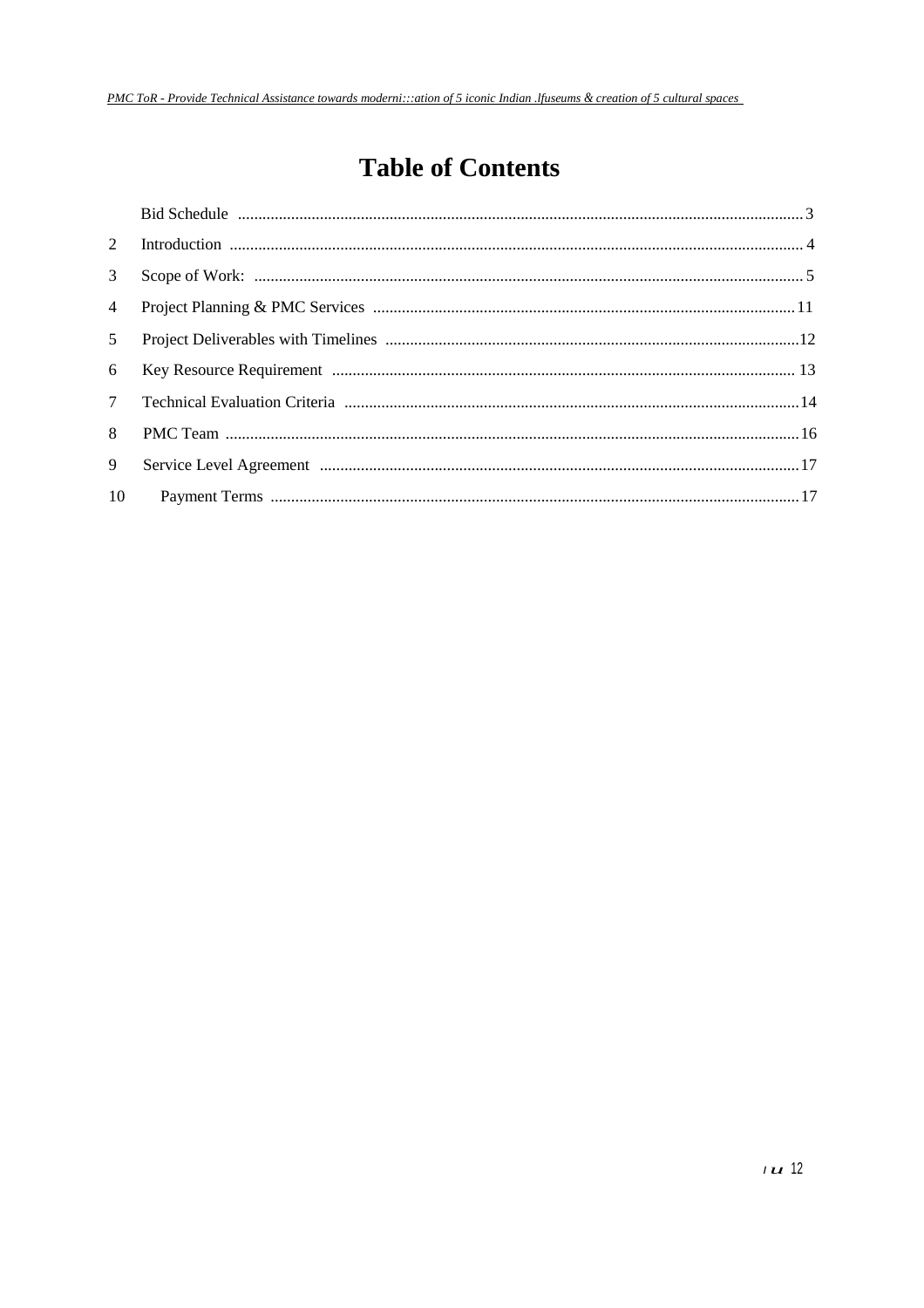# Table of Contents

| | | |
|---|---|---|
| | Bid Schedule | 3 |
| 2 | Introduction | 4 |
| 3 | Scope of Work: | 5 |
| 4 | Project Planning & PMC Services | 11 |
| 5 | Project Deliverables with Timelines | 12 |
| 6 | Key Resource Requirement | 13 |
| 7 | Technical Evaluation Criteria | 14 |
| 8 | PMC Team | 16 |
| 9 | Service Level Agreement | 17 |
| 10 | Payment Terms | 17 |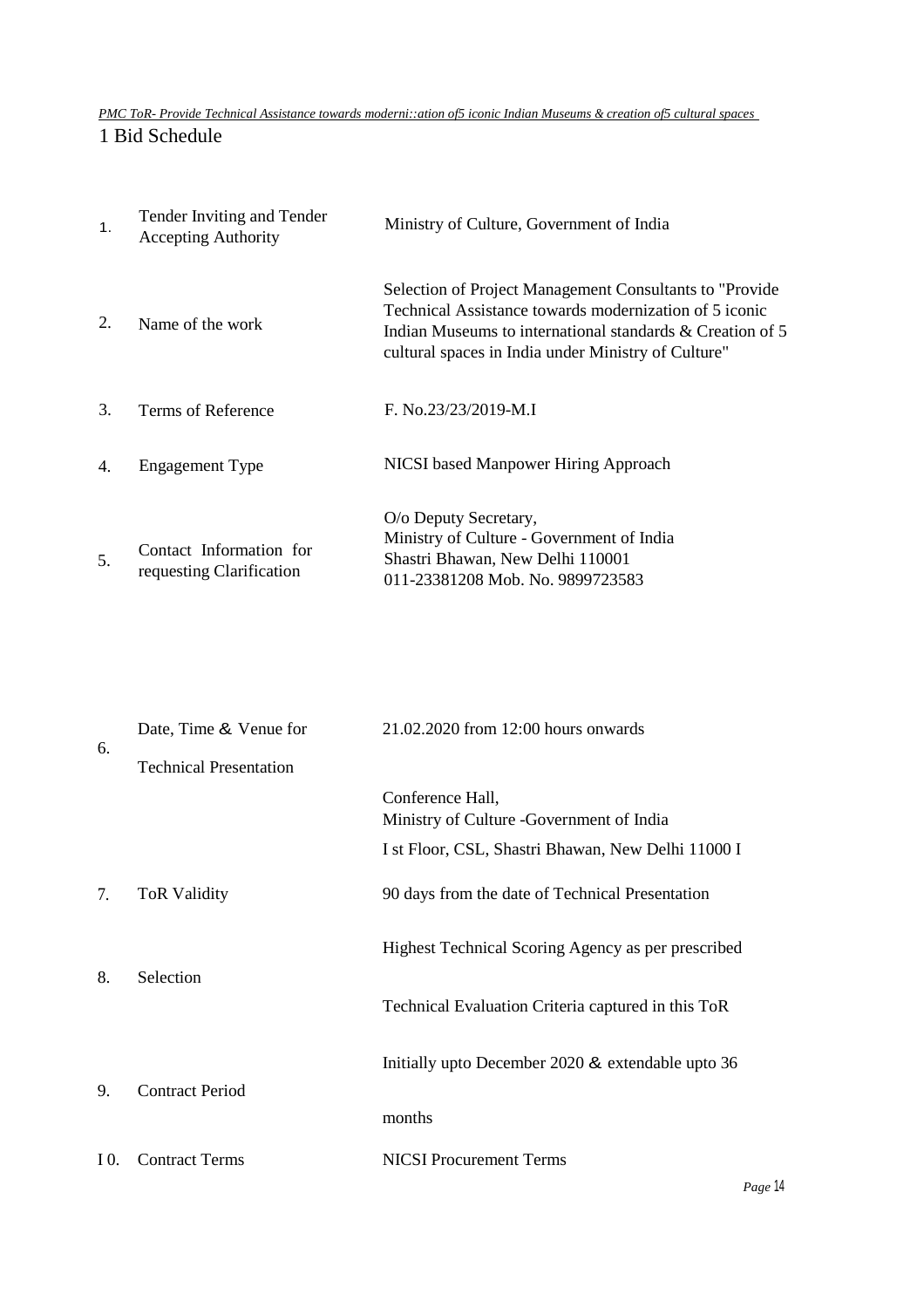## 1 Bid Schedule

| | | |
|---|---|---|
| 1. | Tender Inviting and Tender Accepting Authority | Ministry of Culture, Government of India |
| 2. | Name of the work | Selection of Project Management Consultants to "Provide Technical Assistance towards modernization of 5 iconic Indian Museums to international standards & Creation of 5 cultural spaces in India under Ministry of Culture" |
| 3. | Terms of Reference | F. No.23/23/2019-M.I |
| 4. | Engagement Type | NICSI based Manpower Hiring Approach |
| 5. | Contact Information for requesting Clarification | O/o Deputy Secretary, Ministry of Culture - Government of India Shastri Bhawan, New Delhi 110001 011-23381208 Mob. No. 9899723583 |
| 6. | Date, Time & Venue for Technical Presentation | 21.02.2020 from 12:00 hours onwards<br>Conference Hall, Ministry of Culture -Government of India<br>I st Floor, CSL, Shastri Bhawan, New Delhi 11000 I |
| 7. | ToR Validity | 90 days from the date of Technical Presentation |
| 8. | Selection | Highest Technical Scoring Agency as per prescribed Technical Evaluation Criteria captured in this ToR |
| 9. | Contract Period | Initially upto December 2020 & extendable upto 36 months |
| I 0. | Contract Terms | NICSI Procurement Terms |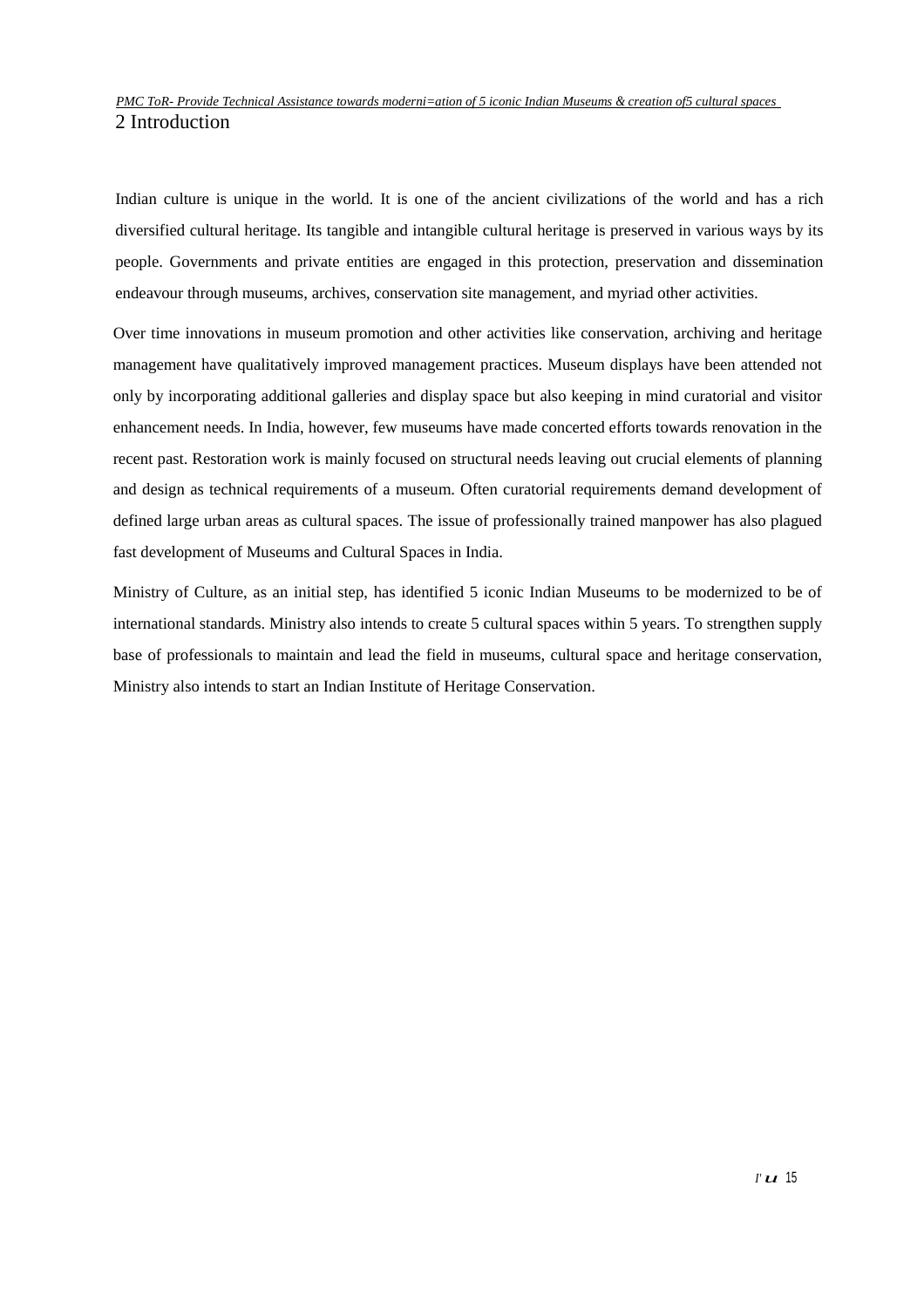# 2 Introduction

Indian culture is unique in the world. It is one of the ancient civilizations of the world and has a rich diversified cultural heritage. Its tangible and intangible cultural heritage is preserved in various ways by its people. Governments and private entities are engaged in this protection, preservation and dissemination endeavour through museums, archives, conservation site management, and myriad other activities.

Over time innovations in museum promotion and other activities like conservation, archiving and heritage management have qualitatively improved management practices. Museum displays have been attended not only by incorporating additional galleries and display space but also keeping in mind curatorial and visitor enhancement needs. In India, however, few museums have made concerted efforts towards renovation in the recent past. Restoration work is mainly focused on structural needs leaving out crucial elements of planning and design as technical requirements of a museum. Often curatorial requirements demand development of defined large urban areas as cultural spaces. The issue of professionally trained manpower has also plagued fast development of Museums and Cultural Spaces in India.

Ministry of Culture, as an initial step, has identified 5 iconic Indian Museums to be modernized to be of international standards. Ministry also intends to create 5 cultural spaces within 5 years. To strengthen supply base of professionals to maintain and lead the field in museums, cultural space and heritage conservation, Ministry also intends to start an Indian Institute of Heritage Conservation.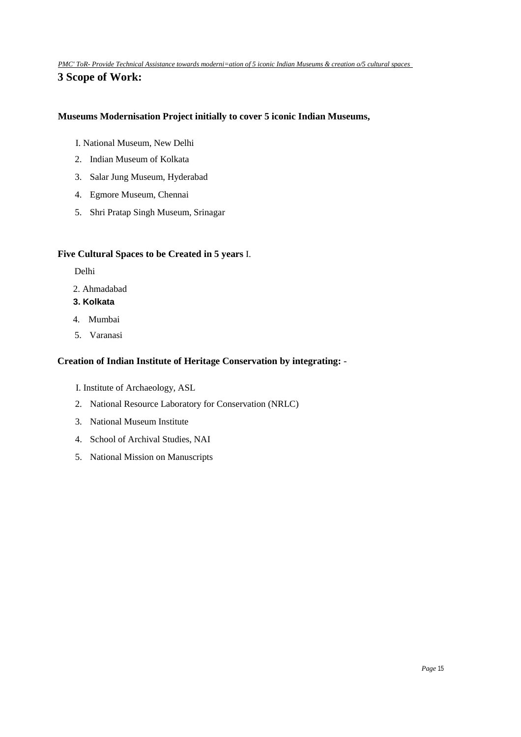## 3 Scope of Work:

**Museums Modernisation Project initially to cover 5 iconic Indian Museums,**

I. National Museum, New Delhi
2. Indian Museum of Kolkata
3. Salar Jung Museum, Hyderabad
4. Egmore Museum, Chennai
5. Shri Pratap Singh Museum, Srinagar

**Five Cultural Spaces to be Created in 5 years** I.

Delhi
2. Ahmadabad
**3. Kolkata**
4. Mumbai
5. Varanasi

**Creation of Indian Institute of Heritage Conservation by integrating:** -

I. Institute of Archaeology, ASL
2. National Resource Laboratory for Conservation (NRLC)
3. National Museum Institute
4. School of Archival Studies, NAI
5. National Mission on Manuscripts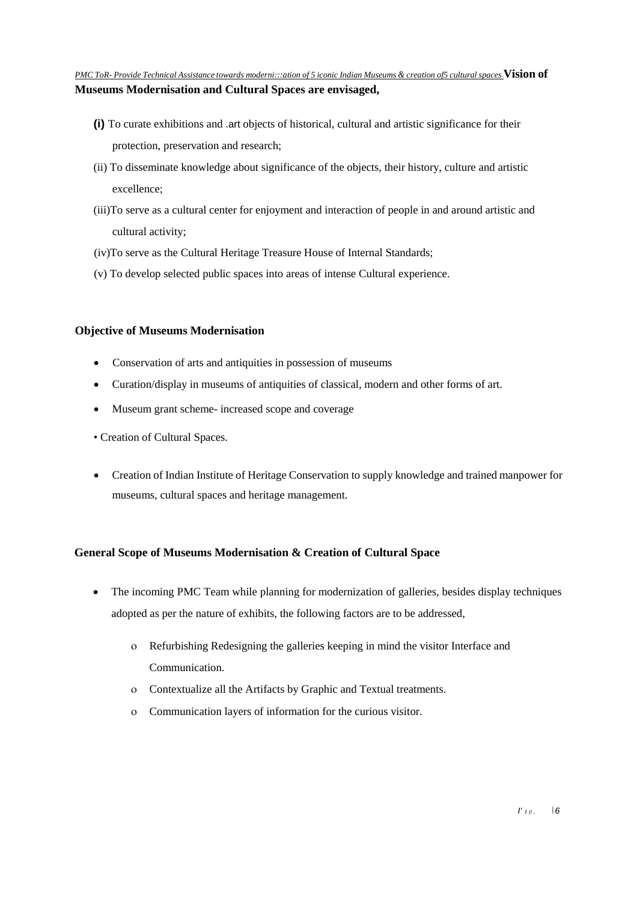**Vision of Museums Modernisation and Cultural Spaces are envisaged,**

(i) To curate exhibitions and .art objects of historical, cultural and artistic significance for their protection, preservation and research;

(ii) To disseminate knowledge about significance of the objects, their history, culture and artistic excellence;

(iii)To serve as a cultural center for enjoyment and interaction of people in and around artistic and cultural activity;

(iv)To serve as the Cultural Heritage Treasure House of Internal Standards;

(v) To develop selected public spaces into areas of intense Cultural experience.

**Objective of Museums Modernisation**

- Conservation of arts and antiquities in possession of museums
- Curation/display in museums of antiquities of classical, modern and other forms of art.
- Museum grant scheme- increased scope and coverage
- Creation of Cultural Spaces.
- Creation of Indian Institute of Heritage Conservation to supply knowledge and trained manpower for museums, cultural spaces and heritage management.

**General Scope of Museums Modernisation & Creation of Cultural Space**

- The incoming PMC Team while planning for modernization of galleries, besides display techniques adopted as per the nature of exhibits, the following factors are to be addressed,
  - Refurbishing Redesigning the galleries keeping in mind the visitor Interface and Communication.
  - Contextualize all the Artifacts by Graphic and Textual treatments.
  - Communication layers of information for the curious visitor.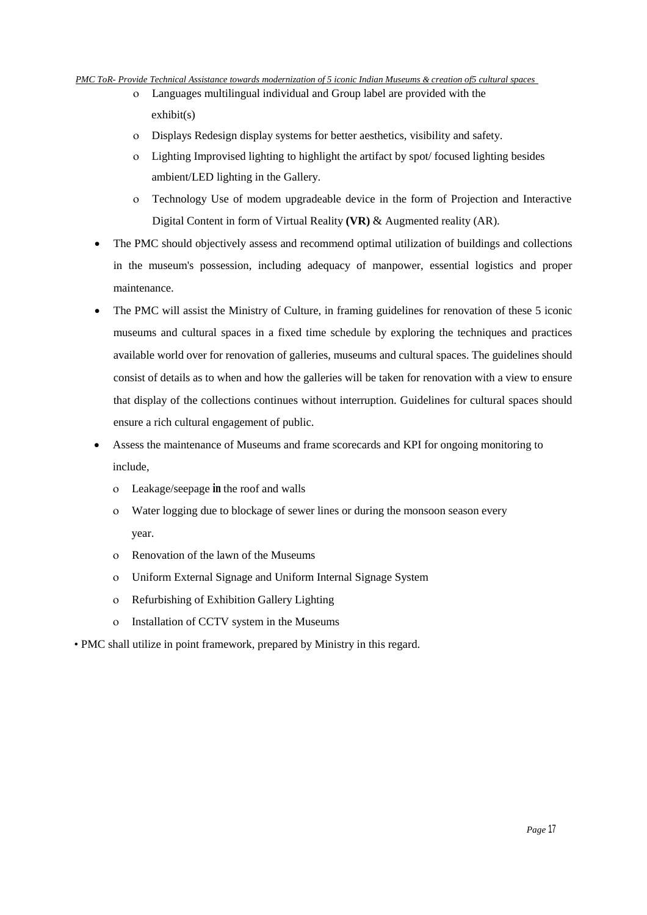- Languages multilingual individual and Group label are provided with the exhibit(s)
  - Displays Redesign display systems for better aesthetics, visibility and safety.
  - Lighting Improvised lighting to highlight the artifact by spot/ focused lighting besides ambient/LED lighting in the Gallery.
  - Technology Use of modem upgradeable device in the form of Projection and Interactive Digital Content in form of Virtual Reality **(VR)** & Augmented reality (AR).

- The PMC should objectively assess and recommend optimal utilization of buildings and collections in the museum's possession, including adequacy of manpower, essential logistics and proper maintenance.
- The PMC will assist the Ministry of Culture, in framing guidelines for renovation of these 5 iconic museums and cultural spaces in a fixed time schedule by exploring the techniques and practices available world over for renovation of galleries, museums and cultural spaces. The guidelines should consist of details as to when and how the galleries will be taken for renovation with a view to ensure that display of the collections continues without interruption. Guidelines for cultural spaces should ensure a rich cultural engagement of public.
- Assess the maintenance of Museums and frame scorecards and KPI for ongoing monitoring to include,
  - Leakage/seepage **in** the roof and walls
  - Water logging due to blockage of sewer lines or during the monsoon season every year.
  - Renovation of the lawn of the Museums
  - Uniform External Signage and Uniform Internal Signage System
  - Refurbishing of Exhibition Gallery Lighting
  - Installation of CCTV system in the Museums

• PMC shall utilize in point framework, prepared by Ministry in this regard.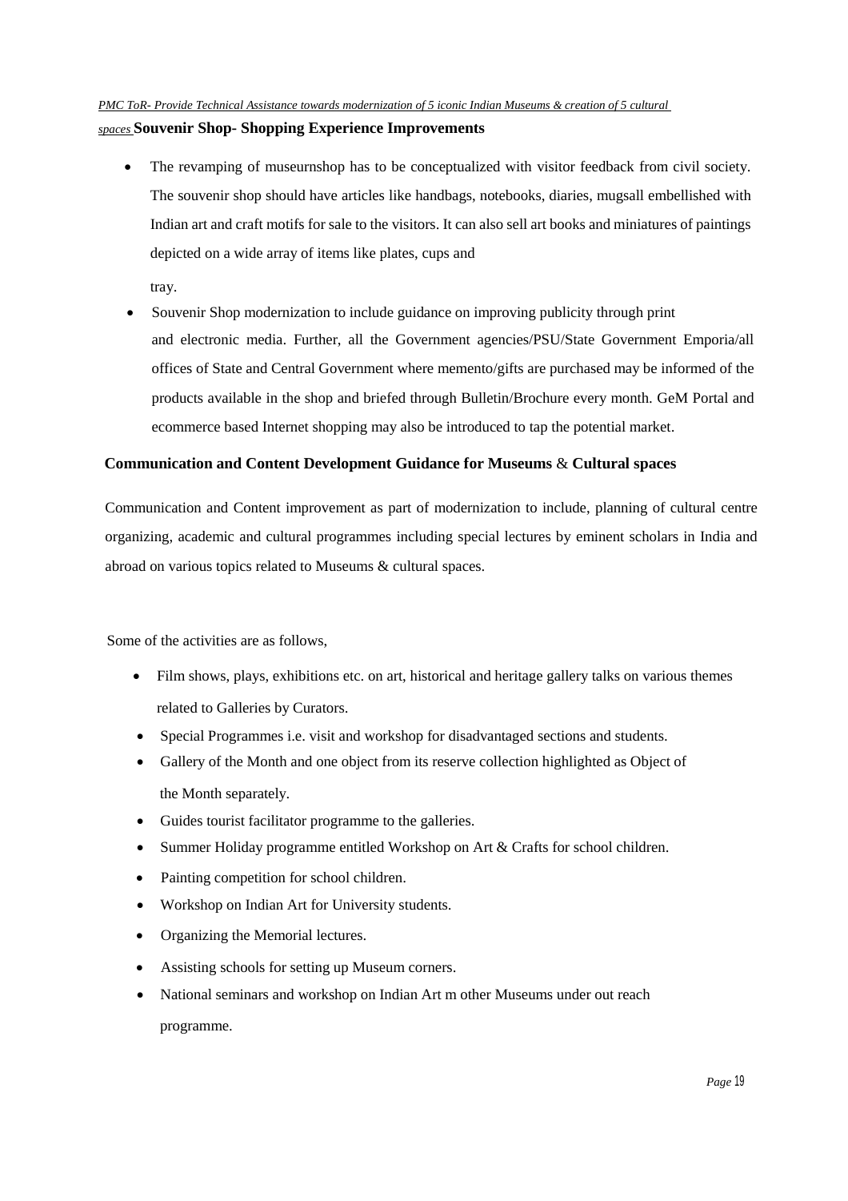**Souvenir Shop- Shopping Experience Improvements**

- The revamping of museurnshop has to be conceptualized with visitor feedback from civil society. The souvenir shop should have articles like handbags, notebooks, diaries, mugsall embellished with Indian art and craft motifs for sale to the visitors. It can also sell art books and miniatures of paintings depicted on a wide array of items like plates, cups and tray.
- Souvenir Shop modernization to include guidance on improving publicity through print and electronic media. Further, all the Government agencies/PSU/State Government Emporia/all offices of State and Central Government where memento/gifts are purchased may be informed of the products available in the shop and briefed through Bulletin/Brochure every month. GeM Portal and ecommerce based Internet shopping may also be introduced to tap the potential market.

**Communication and Content Development Guidance for Museums & Cultural spaces**

Communication and Content improvement as part of modernization to include, planning of cultural centre organizing, academic and cultural programmes including special lectures by eminent scholars in India and abroad on various topics related to Museums & cultural spaces.

Some of the activities are as follows,

- Film shows, plays, exhibitions etc. on art, historical and heritage gallery talks on various themes related to Galleries by Curators.
- Special Programmes i.e. visit and workshop for disadvantaged sections and students.
- Gallery of the Month and one object from its reserve collection highlighted as Object of the Month separately.
- Guides tourist facilitator programme to the galleries.
- Summer Holiday programme entitled Workshop on Art & Crafts for school children.
- Painting competition for school children.
- Workshop on Indian Art for University students.
- Organizing the Memorial lectures.
- Assisting schools for setting up Museum corners.
- National seminars and workshop on Indian Art m other Museums under out reach programme.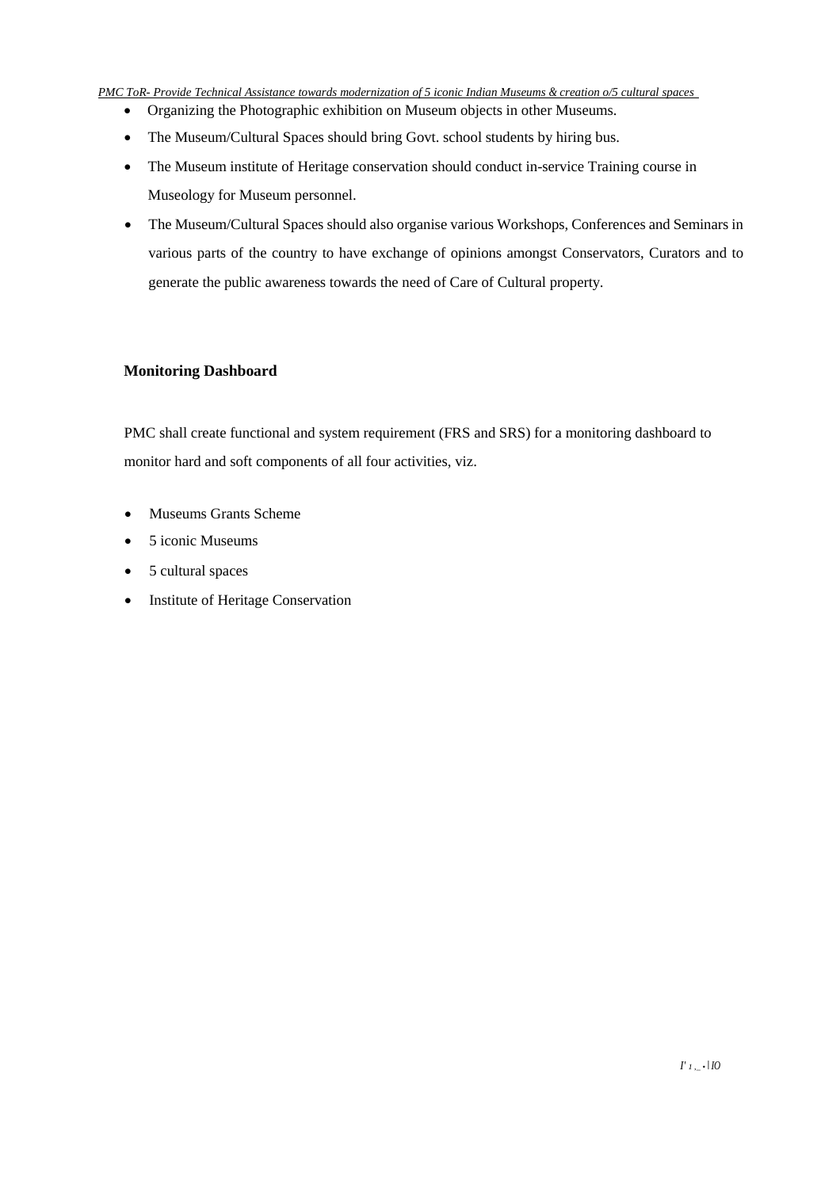- Organizing the Photographic exhibition on Museum objects in other Museums.
- The Museum/Cultural Spaces should bring Govt. school students by hiring bus.
- The Museum institute of Heritage conservation should conduct in-service Training course in Museology for Museum personnel.
- The Museum/Cultural Spaces should also organise various Workshops, Conferences and Seminars in various parts of the country to have exchange of opinions amongst Conservators, Curators and to generate the public awareness towards the need of Care of Cultural property.

**Monitoring Dashboard**

PMC shall create functional and system requirement (FRS and SRS) for a monitoring dashboard to monitor hard and soft components of all four activities, viz.

- Museums Grants Scheme
- 5 iconic Museums
- 5 cultural spaces
- Institute of Heritage Conservation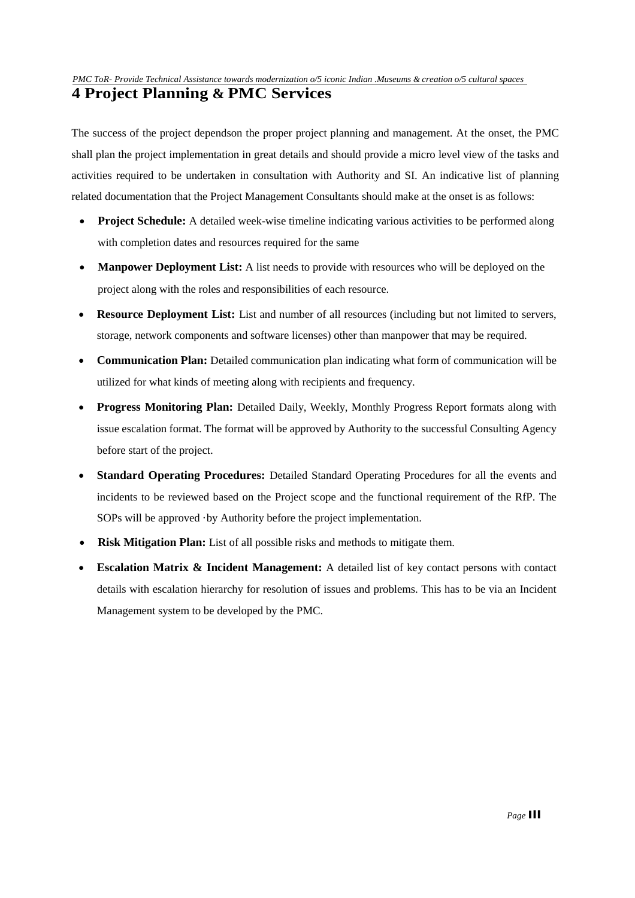# 4 Project Planning & PMC Services

The success of the project dependson the proper project planning and management. At the onset, the PMC shall plan the project implementation in great details and should provide a micro level view of the tasks and activities required to be undertaken in consultation with Authority and SI. An indicative list of planning related documentation that the Project Management Consultants should make at the onset is as follows:

- **Project Schedule:** A detailed week-wise timeline indicating various activities to be performed along with completion dates and resources required for the same
- **Manpower Deployment List:** A list needs to provide with resources who will be deployed on the project along with the roles and responsibilities of each resource.
- **Resource Deployment List:** List and number of all resources (including but not limited to servers, storage, network components and software licenses) other than manpower that may be required.
- **Communication Plan:** Detailed communication plan indicating what form of communication will be utilized for what kinds of meeting along with recipients and frequency.
- **Progress Monitoring Plan:** Detailed Daily, Weekly, Monthly Progress Report formats along with issue escalation format. The format will be approved by Authority to the successful Consulting Agency before start of the project.
- **Standard Operating Procedures:** Detailed Standard Operating Procedures for all the events and incidents to be reviewed based on the Project scope and the functional requirement of the RfP. The SOPs will be approved ·by Authority before the project implementation.
- **Risk Mitigation Plan:** List of all possible risks and methods to mitigate them.
- **Escalation Matrix & Incident Management:** A detailed list of key contact persons with contact details with escalation hierarchy for resolution of issues and problems. This has to be via an Incident Management system to be developed by the PMC.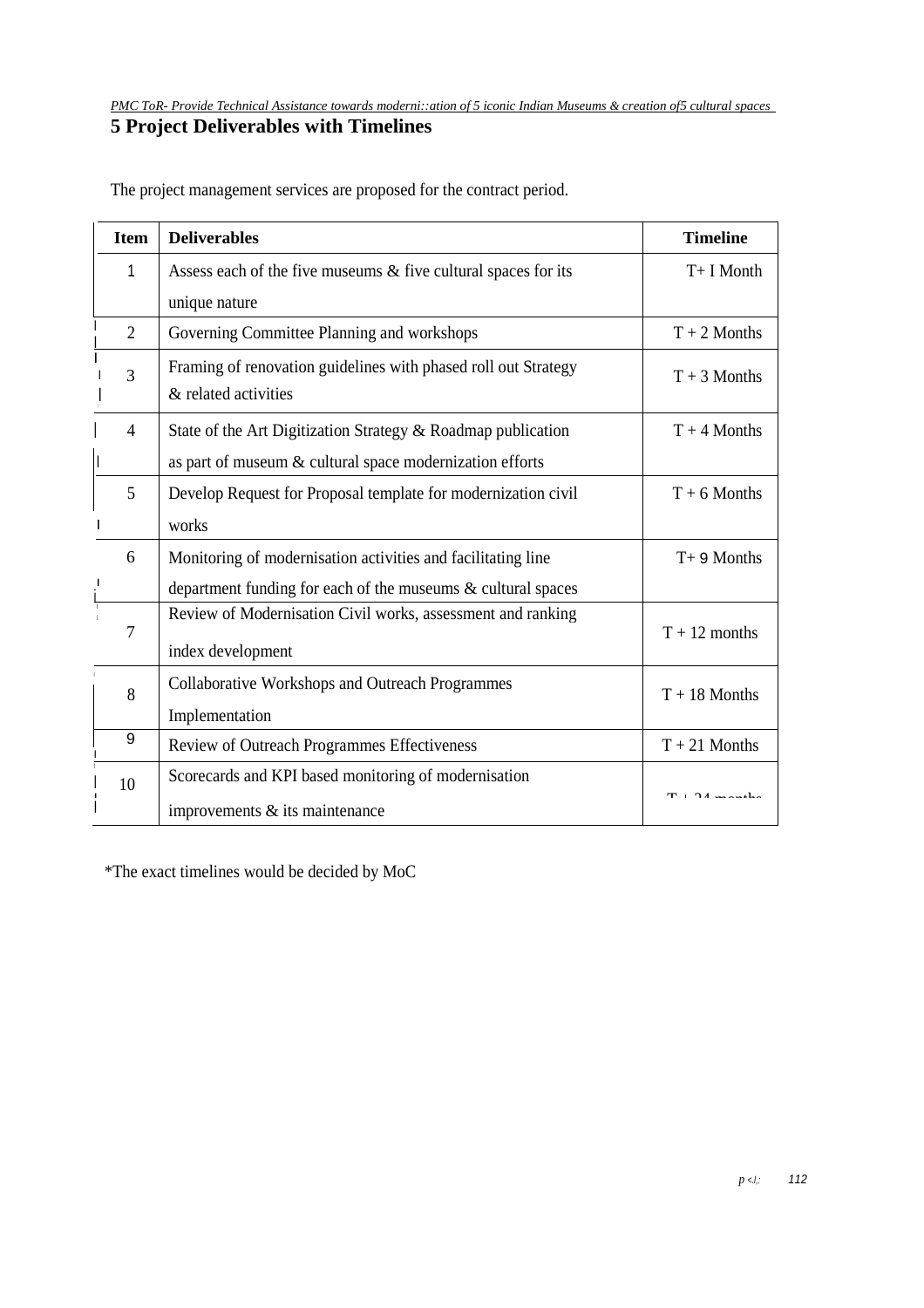## 5 Project Deliverables with Timelines

The project management services are proposed for the contract period.

| Item | Deliverables | Timeline |
|---|---|---|
| 1 | Assess each of the five museums & five cultural spaces for its unique nature | T+ I Month |
| 2 | Governing Committee Planning and workshops | T + 2 Months |
| 3 | Framing of renovation guidelines with phased roll out Strategy & related activities | T + 3 Months |
| 4 | State of the Art Digitization Strategy & Roadmap publication as part of museum & cultural space modernization efforts | T + 4 Months |
| 5 | Develop Request for Proposal template for modernization civil works | T + 6 Months |
| 6 | Monitoring of modernisation activities and facilitating line department funding for each of the museums & cultural spaces | T+ 9 Months |
| 7 | Review of Modernisation Civil works, assessment and ranking index development | T + 12 months |
| 8 | Collaborative Workshops and Outreach Programmes Implementation | T + 18 Months |
| 9 | Review of Outreach Programmes Effectiveness | T + 21 Months |
| 10 | Scorecards and KPI based monitoring of modernisation improvements & its maintenance | T + 24 months |

*The exact timelines would be decided by MoC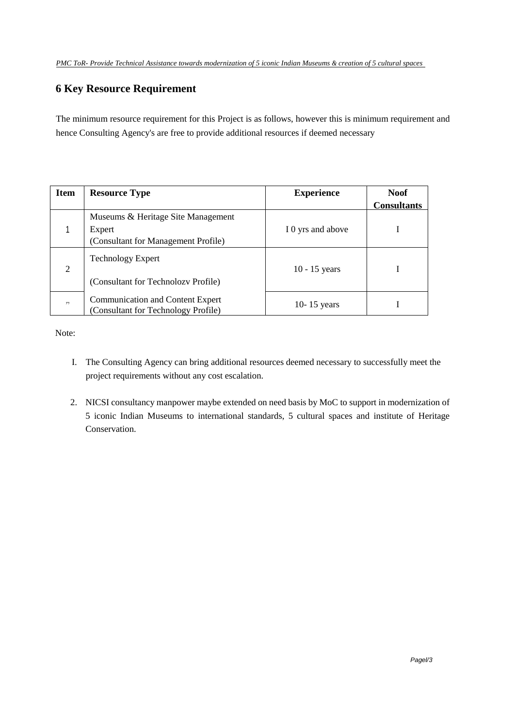## 6 Key Resource Requirement

The minimum resource requirement for this Project is as follows, however this is minimum requirement and hence Consulting Agency's are free to provide additional resources if deemed necessary

| Item | Resource Type | Experience | Noof Consultants |
|---|---|---|---|
| 1 | Museums & Heritage Site Management Expert (Consultant for Management Profile) | I 0 yrs and above | I |
| 2 | Technology Expert (Consultant for Technolozv Profile) | 10 - 15 years | I |
| ,, | Communication and Content Expert (Consultant for Technology Profile) | 10- 15 years | I |

Note:

I. The Consulting Agency can bring additional resources deemed necessary to successfully meet the project requirements without any cost escalation.

2. NICSI consultancy manpower maybe extended on need basis by MoC to support in modernization of 5 iconic Indian Museums to international standards, 5 cultural spaces and institute of Heritage Conservation.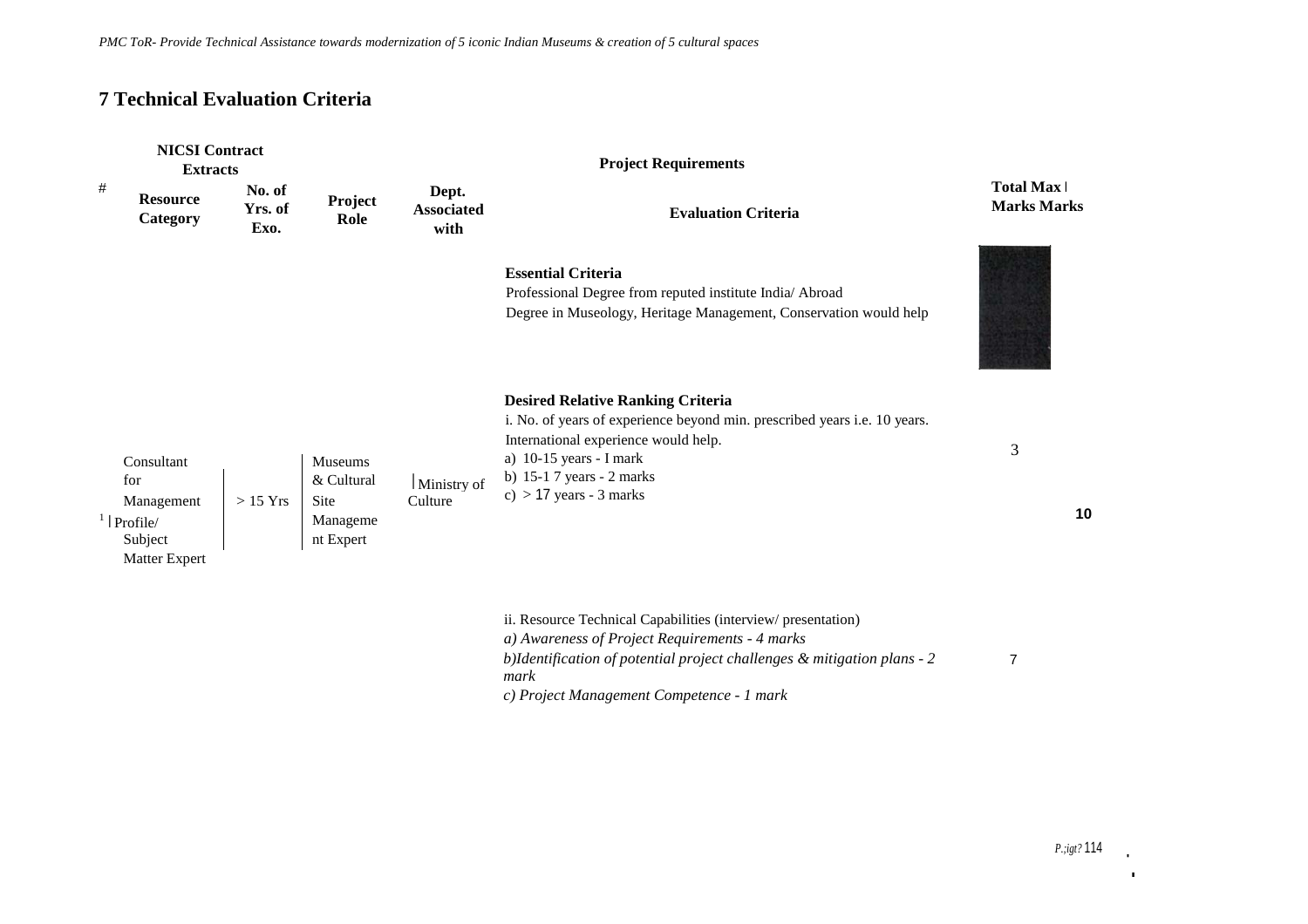# 7 Technical Evaluation Criteria

| # | NICSI Contract Extracts | | Project Requirements | | | | |
|---|---|---|---|---|---|---|---|
| | Resource Category | No. of Yrs. of Exo. | Project Role | Dept. Associated with | Evaluation Criteria | Total Max Marks | Marks |
| 1 | Consultant for Management Profile/ Subject Matter Expert | > 15 Yrs | Museums & Cultural Site Management Expert | Ministry of Culture | **Essential Criteria**<br>Professional Degree from reputed institute India/ Abroad<br>Degree in Museology, Heritage Management, Conservation would help | | |
| | | | | | **Desired Relative Ranking Criteria**<br>i. No. of years of experience beyond min. prescribed years i.e. 10 years. International experience would help.<br>a) 10-15 years - I mark<br>b) 15-1 7 years - 2 marks<br>c) > 17 years - 3 marks | 3 | 10 |
| | | | | | ii. Resource Technical Capabilities (interview/ presentation)<br>*a) Awareness of Project Requirements - 4 marks*<br>*b)Identification of potential project challenges & mitigation plans - 2 mark*<br>*c) Project Management Competence - 1 mark* | 7 | |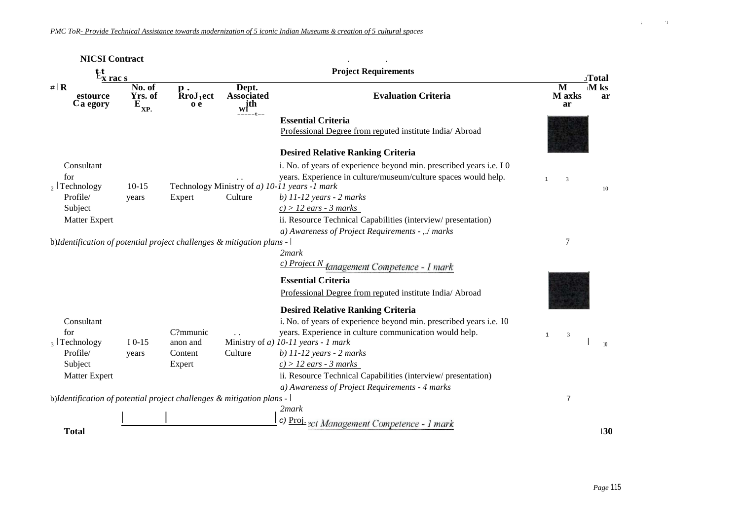**NICSI Contract Extracts**

| # | Resource Category | No. of Yrs. of Exp. | Project Role | Dept. Associated with | Project Requirements – Evaluation Criteria | Max Marks | Total Marks |
|---|---|---|---|---|---|---|---|
| 2 | Consultant for Technology Profile/ Subject Matter Expert | 10-15 years | Technology Expert | Ministry of Culture | **Essential Criteria**<br>Professional Degree from reputed institute India/ Abroad<br><br>**Desired Relative Ranking Criteria**<br>i. No. of years of experience beyond min. prescribed years i.e. 10 years. Experience in culture/museum/culture spaces would help.<br>*a) 10-11 years -1 mark*<br>*b) 11-12 years - 2 marks*<br>*c) > 12 ears - 3 marks*<br>ii. Resource Technical Capabilities (interview/ presentation)<br>*a) Awareness of Project Requirements - ,./ marks*<br>*b) Identification of potential project challenges & mitigation plans - 2mark*<br>*c) Project Management Competence - 1 mark* | 3<br><br>7 | 10 |
| 3 | Consultant for Technology Profile/ Subject Matter Expert | 10-15 years | Communication and Content Expert | Ministry of Culture | **Essential Criteria**<br>Professional Degree from reputed institute India/ Abroad<br><br>**Desired Relative Ranking Criteria**<br>i. No. of years of experience beyond min. prescribed years i.e. 10 years. Experience in culture communication would help.<br>*a) 10-11 years - 1 mark*<br>*b) 11-12 years - 2 marks*<br>*c) > 12 ears - 3 marks*<br>ii. Resource Technical Capabilities (interview/ presentation)<br>*a) Awareness of Project Requirements - 4 marks*<br>*b) Identification of potential project challenges & mitigation plans - 2mark*<br>*c) Project Management Competence - 1 mark* | 3<br><br>7 | 10 |
| **Total** | | | | | | | **30** |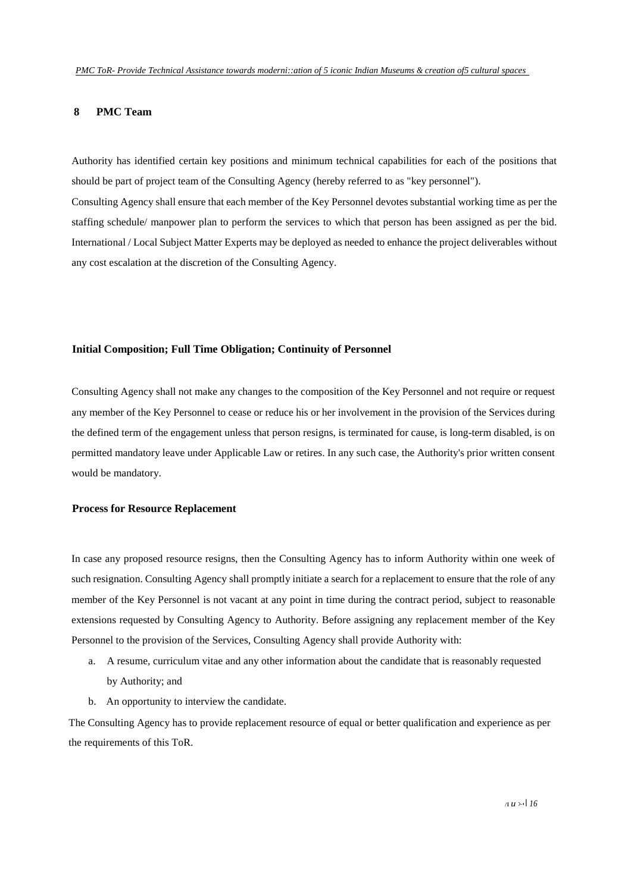## 8 PMC Team

Authority has identified certain key positions and minimum technical capabilities for each of the positions that should be part of project team of the Consulting Agency (hereby referred to as "key personnel").

Consulting Agency shall ensure that each member of the Key Personnel devotes substantial working time as per the staffing schedule/ manpower plan to perform the services to which that person has been assigned as per the bid. International / Local Subject Matter Experts may be deployed as needed to enhance the project deliverables without any cost escalation at the discretion of the Consulting Agency.

### Initial Composition; Full Time Obligation; Continuity of Personnel

Consulting Agency shall not make any changes to the composition of the Key Personnel and not require or request any member of the Key Personnel to cease or reduce his or her involvement in the provision of the Services during the defined term of the engagement unless that person resigns, is terminated for cause, is long-term disabled, is on permitted mandatory leave under Applicable Law or retires. In any such case, the Authority's prior written consent would be mandatory.

### Process for Resource Replacement

In case any proposed resource resigns, then the Consulting Agency has to inform Authority within one week of such resignation. Consulting Agency shall promptly initiate a search for a replacement to ensure that the role of any member of the Key Personnel is not vacant at any point in time during the contract period, subject to reasonable extensions requested by Consulting Agency to Authority. Before assigning any replacement member of the Key Personnel to the provision of the Services, Consulting Agency shall provide Authority with:

a. A resume, curriculum vitae and any other information about the candidate that is reasonably requested by Authority; and
b. An opportunity to interview the candidate.

The Consulting Agency has to provide replacement resource of equal or better qualification and experience as per the requirements of this ToR.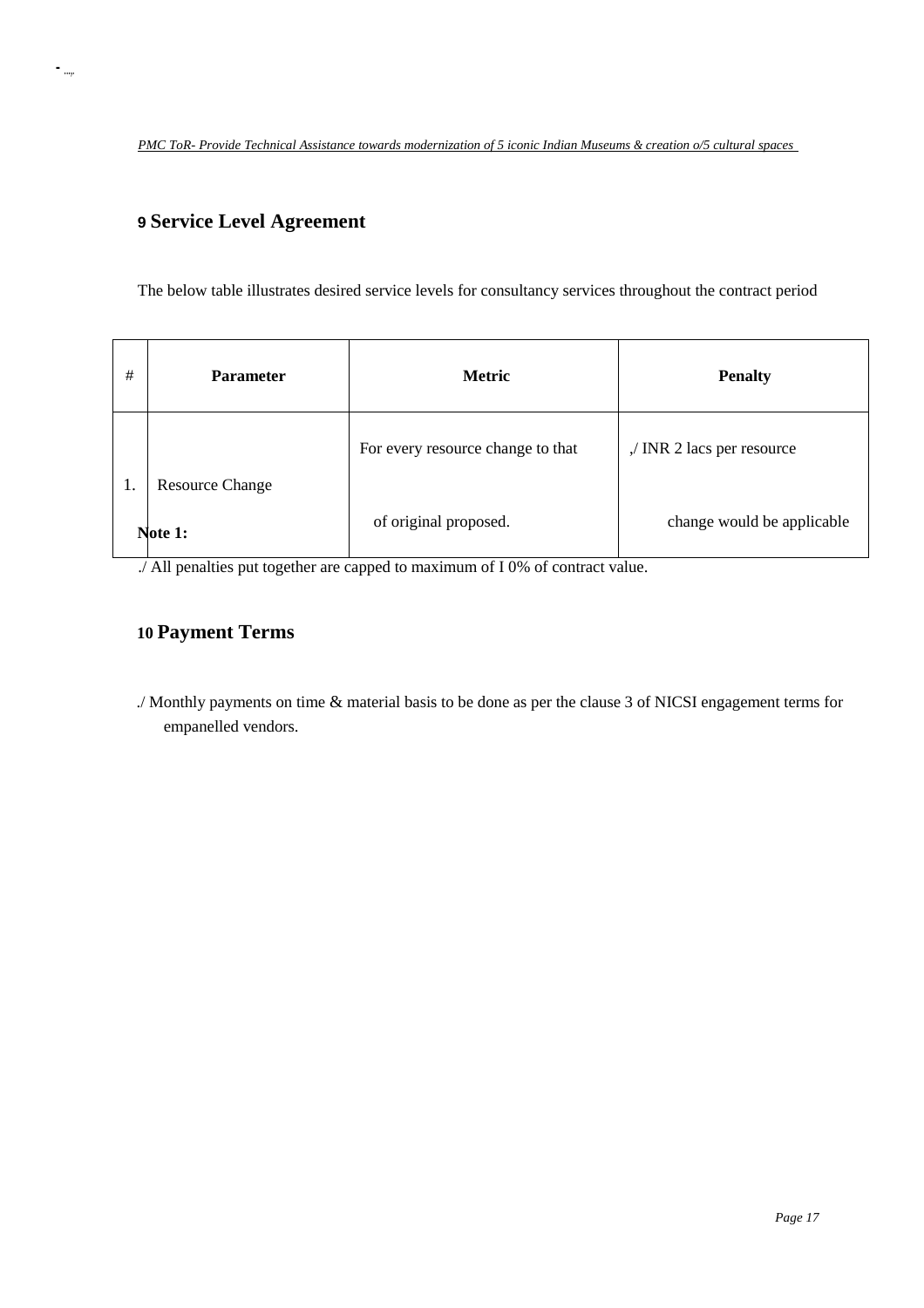## 9 Service Level Agreement

The below table illustrates desired service levels for consultancy services throughout the contract period

| # | Parameter | Metric | Penalty |
|---|---|---|---|
| 1. | Resource Change | For every resource change to that of original proposed. | ,/ INR 2 lacs per resource change would be applicable |

**Note 1:**

./ All penalties put together are capped to maximum of I 0% of contract value.

## 10 Payment Terms

./ Monthly payments on time & material basis to be done as per the clause 3 of NICSI engagement terms for empanelled vendors.